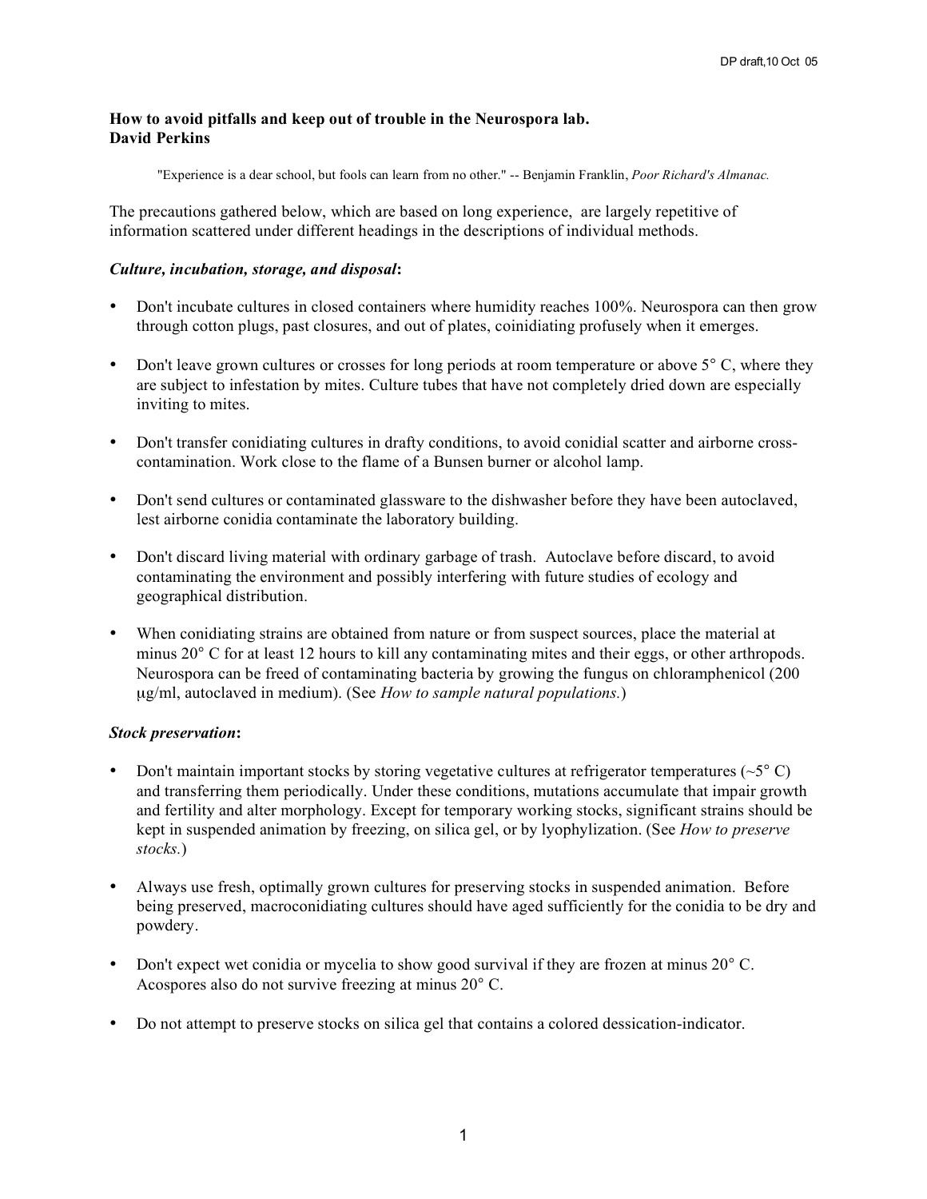**How to avoid pitfalls and keep out of trouble in the Neurospora lab.**
**David Perkins**

"Experience is a dear school, but fools can learn from no other." -- Benjamin Franklin, *Poor Richard's Almanac.*

The precautions gathered below, which are based on long experience, are largely repetitive of information scattered under different headings in the descriptions of individual methods.

***Culture, incubation, storage, and disposal*:**

- Don't incubate cultures in closed containers where humidity reaches 100%. Neurospora can then grow through cotton plugs, past closures, and out of plates, coinidiating profusely when it emerges.
- Don't leave grown cultures or crosses for long periods at room temperature or above 5° C, where they are subject to infestation by mites. Culture tubes that have not completely dried down are especially inviting to mites.
- Don't transfer conidiating cultures in drafty conditions, to avoid conidial scatter and airborne cross-contamination. Work close to the flame of a Bunsen burner or alcohol lamp.
- Don't send cultures or contaminated glassware to the dishwasher before they have been autoclaved, lest airborne conidia contaminate the laboratory building.
- Don't discard living material with ordinary garbage of trash. Autoclave before discard, to avoid contaminating the environment and possibly interfering with future studies of ecology and geographical distribution.
- When conidiating strains are obtained from nature or from suspect sources, place the material at minus 20° C for at least 12 hours to kill any contaminating mites and their eggs, or other arthropods. Neurospora can be freed of contaminating bacteria by growing the fungus on chloramphenicol (200 μg/ml, autoclaved in medium). (See *How to sample natural populations.*)

***Stock preservation*:**

- Don't maintain important stocks by storing vegetative cultures at refrigerator temperatures (~5° C) and transferring them periodically. Under these conditions, mutations accumulate that impair growth and fertility and alter morphology. Except for temporary working stocks, significant strains should be kept in suspended animation by freezing, on silica gel, or by lyophylization. (See *How to preserve stocks.*)
- Always use fresh, optimally grown cultures for preserving stocks in suspended animation. Before being preserved, macroconidiating cultures should have aged sufficiently for the conidia to be dry and powdery.
- Don't expect wet conidia or mycelia to show good survival if they are frozen at minus 20° C. Acospores also do not survive freezing at minus 20° C.
- Do not attempt to preserve stocks on silica gel that contains a colored dessication-indicator.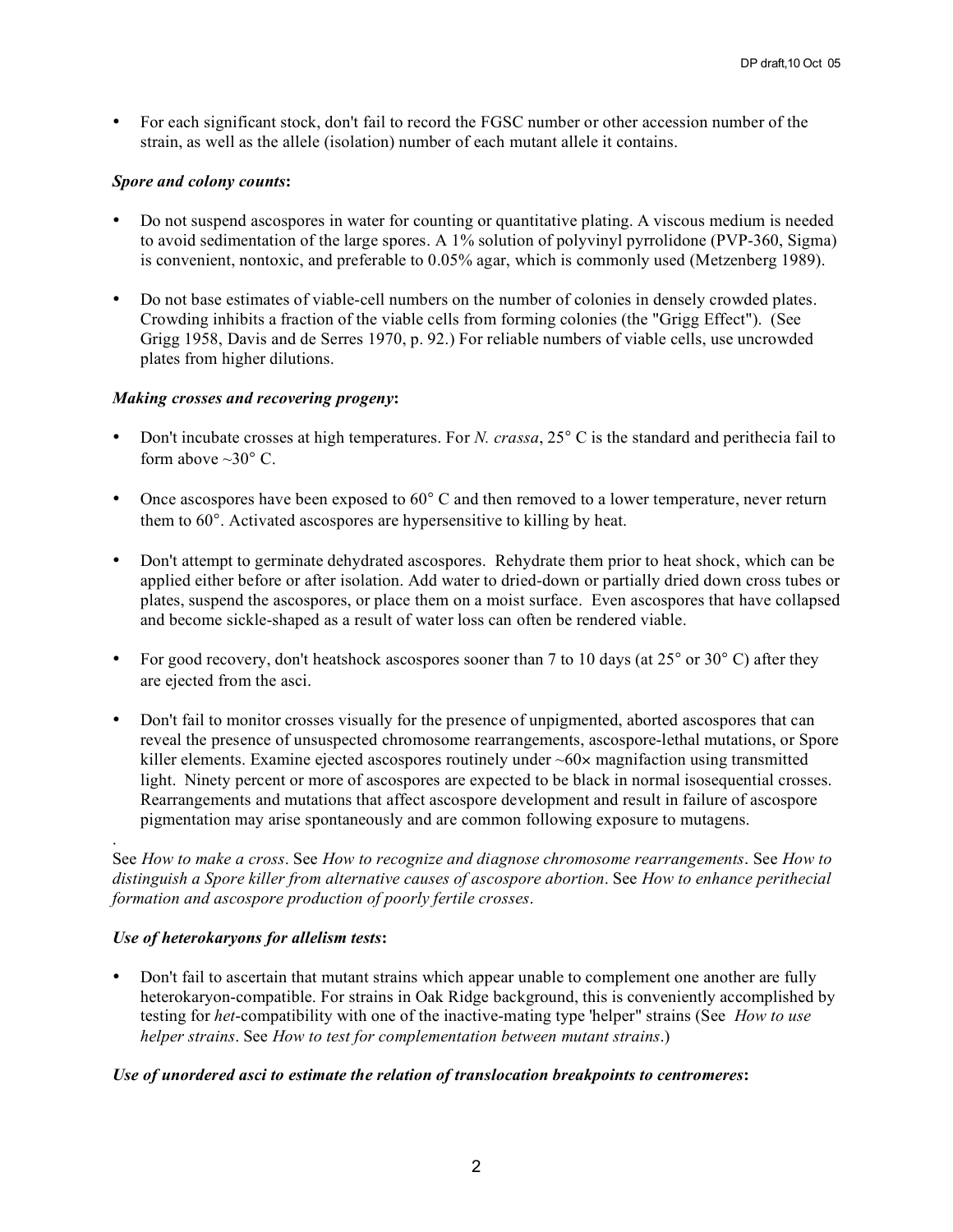- For each significant stock, don't fail to record the FGSC number or other accession number of the strain, as well as the allele (isolation) number of each mutant allele it contains.

***Spore and colony counts*:**

- Do not suspend ascospores in water for counting or quantitative plating. A viscous medium is needed to avoid sedimentation of the large spores. A 1% solution of polyvinyl pyrrolidone (PVP-360, Sigma) is convenient, nontoxic, and preferable to 0.05% agar, which is commonly used (Metzenberg 1989).

- Do not base estimates of viable-cell numbers on the number of colonies in densely crowded plates. Crowding inhibits a fraction of the viable cells from forming colonies (the "Grigg Effect"). (See Grigg 1958, Davis and de Serres 1970, p. 92.) For reliable numbers of viable cells, use uncrowded plates from higher dilutions.

***Making crosses and recovering progeny*:**

- Don't incubate crosses at high temperatures. For *N. crassa*, 25° C is the standard and perithecia fail to form above ~30° C.

- Once ascospores have been exposed to 60° C and then removed to a lower temperature, never return them to 60°. Activated ascospores are hypersensitive to killing by heat.

- Don't attempt to germinate dehydrated ascospores. Rehydrate them prior to heat shock, which can be applied either before or after isolation. Add water to dried-down or partially dried down cross tubes or plates, suspend the ascospores, or place them on a moist surface. Even ascospores that have collapsed and become sickle-shaped as a result of water loss can often be rendered viable.

- For good recovery, don't heatshock ascospores sooner than 7 to 10 days (at 25° or 30° C) after they are ejected from the asci.

- Don't fail to monitor crosses visually for the presence of unpigmented, aborted ascospores that can reveal the presence of unsuspected chromosome rearrangements, ascospore-lethal mutations, or Spore killer elements. Examine ejected ascospores routinely under ~60× magnifaction using transmitted light. Ninety percent or more of ascospores are expected to be black in normal isosequential crosses. Rearrangements and mutations that affect ascospore development and result in failure of ascospore pigmentation may arise spontaneously and are common following exposure to mutagens.

See *How to make a cross*. See *How to recognize and diagnose chromosome rearrangements*. See *How to distinguish a Spore killer from alternative causes of ascospore abortion*. See *How to enhance perithecial formation and ascospore production of poorly fertile crosses*.

***Use of heterokaryons for allelism tests*:**

- Don't fail to ascertain that mutant strains which appear unable to complement one another are fully heterokaryon-compatible. For strains in Oak Ridge background, this is conveniently accomplished by testing for *het*-compatibility with one of the inactive-mating type "helper" strains (See *How to use helper strains*. See *How to test for complementation between mutant strains*.)

***Use of unordered asci to estimate the relation of translocation breakpoints to centromeres*:**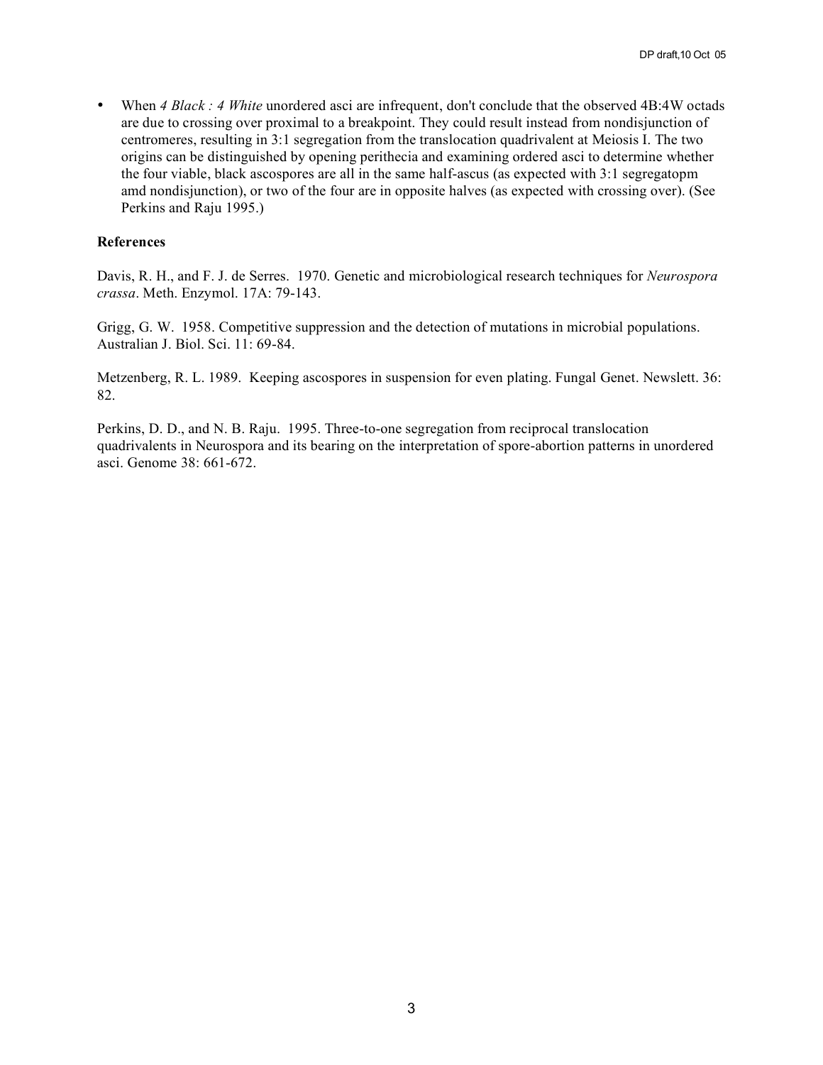- When *4 Black : 4 White* unordered asci are infrequent, don't conclude that the observed 4B:4W octads are due to crossing over proximal to a breakpoint. They could result instead from nondisjunction of centromeres, resulting in 3:1 segregation from the translocation quadrivalent at Meiosis I. The two origins can be distinguished by opening perithecia and examining ordered asci to determine whether the four viable, black ascospores are all in the same half-ascus (as expected with 3:1 segregatopm amd nondisjunction), or two of the four are in opposite halves (as expected with crossing over). (See Perkins and Raju 1995.)

**References**

Davis, R. H., and F. J. de Serres. 1970. Genetic and microbiological research techniques for *Neurospora crassa*. Meth. Enzymol. 17A: 79-143.

Grigg, G. W. 1958. Competitive suppression and the detection of mutations in microbial populations. Australian J. Biol. Sci. 11: 69-84.

Metzenberg, R. L. 1989. Keeping ascospores in suspension for even plating. Fungal Genet. Newslett. 36: 82.

Perkins, D. D., and N. B. Raju. 1995. Three-to-one segregation from reciprocal translocation quadrivalents in Neurospora and its bearing on the interpretation of spore-abortion patterns in unordered asci. Genome 38: 661-672.